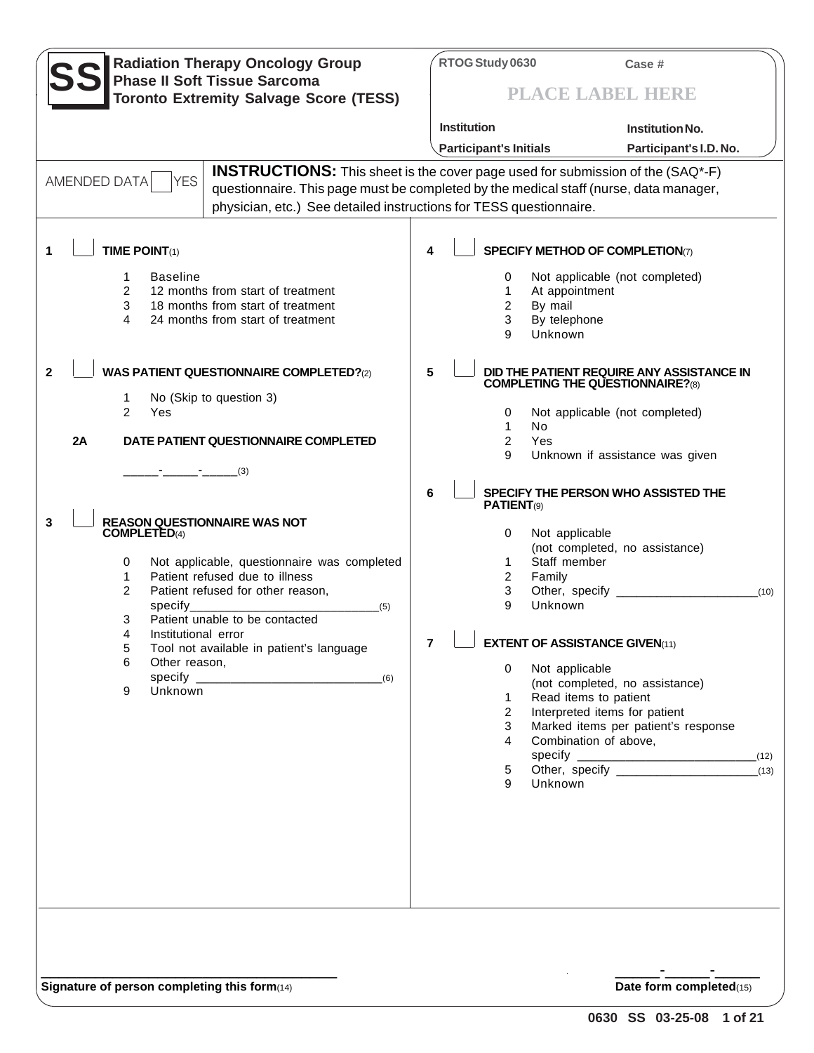# SS Radiation Therapy Oncology Group Phase II Soft Tissue Sarcoma Toronto Extremity Salvage Score (TESS)

**RTOG Study 0630** | **Case #**

**PLACE LABEL HERE**

**Institution** | **Institution No.**

**Participant's Initials** | **Participant's I.D. No.**

AMENDED DATA [ ] YES

**INSTRUCTIONS:** This sheet is the cover page used for submission of the (SAQ*-F) questionnaire. This page must be completed by the medical staff (nurse, data manager, physician, etc.) See detailed instructions for TESS questionnaire.

**1** [ ] **TIME POINT**(1)

1. Baseline
2. 12 months from start of treatment
3. 18 months from start of treatment
4. 24 months from start of treatment

**2** [ ] **WAS PATIENT QUESTIONNAIRE COMPLETED?**(2)

1. No (Skip to question 3)
2. Yes

**2A DATE PATIENT QUESTIONNAIRE COMPLETED**

_____-_____-_____(3)

**3** [ ] **REASON QUESTIONNAIRE WAS NOT COMPLETED**(4)

0 Not applicable, questionnaire was completed
1 Patient refused due to illness
2 Patient refused for other reason, specify____________________________(5)
3 Patient unable to be contacted
4 Institutional error
5 Tool not available in patient's language
6 Other reason, specify ____________________________(6)
9 Unknown

**4** [ ] **SPECIFY METHOD OF COMPLETION**(7)

0 Not applicable (not completed)
1 At appointment
2 By mail
3 By telephone
9 Unknown

**5** [ ] **DID THE PATIENT REQUIRE ANY ASSISTANCE IN COMPLETING THE QUESTIONNAIRE?**(8)

0 Not applicable (not completed)
1 No
2 Yes
9 Unknown if assistance was given

**6** [ ] **SPECIFY THE PERSON WHO ASSISTED THE PATIENT**(9)

0 Not applicable (not completed, no assistance)
1 Staff member
2 Family
3 Other, specify _____________________(10)
9 Unknown

**7** [ ] **EXTENT OF ASSISTANCE GIVEN**(11)

0 Not applicable (not completed, no assistance)
1 Read items to patient
2 Interpreted items for patient
3 Marked items per patient's response
4 Combination of above, specify ___________________________(12)
5 Other, specify _____________________(13)
9 Unknown

_______________________________________
**Signature of person completing this form**(14)

______-______-______
**Date form completed**(15)

0630 SS 03-25-08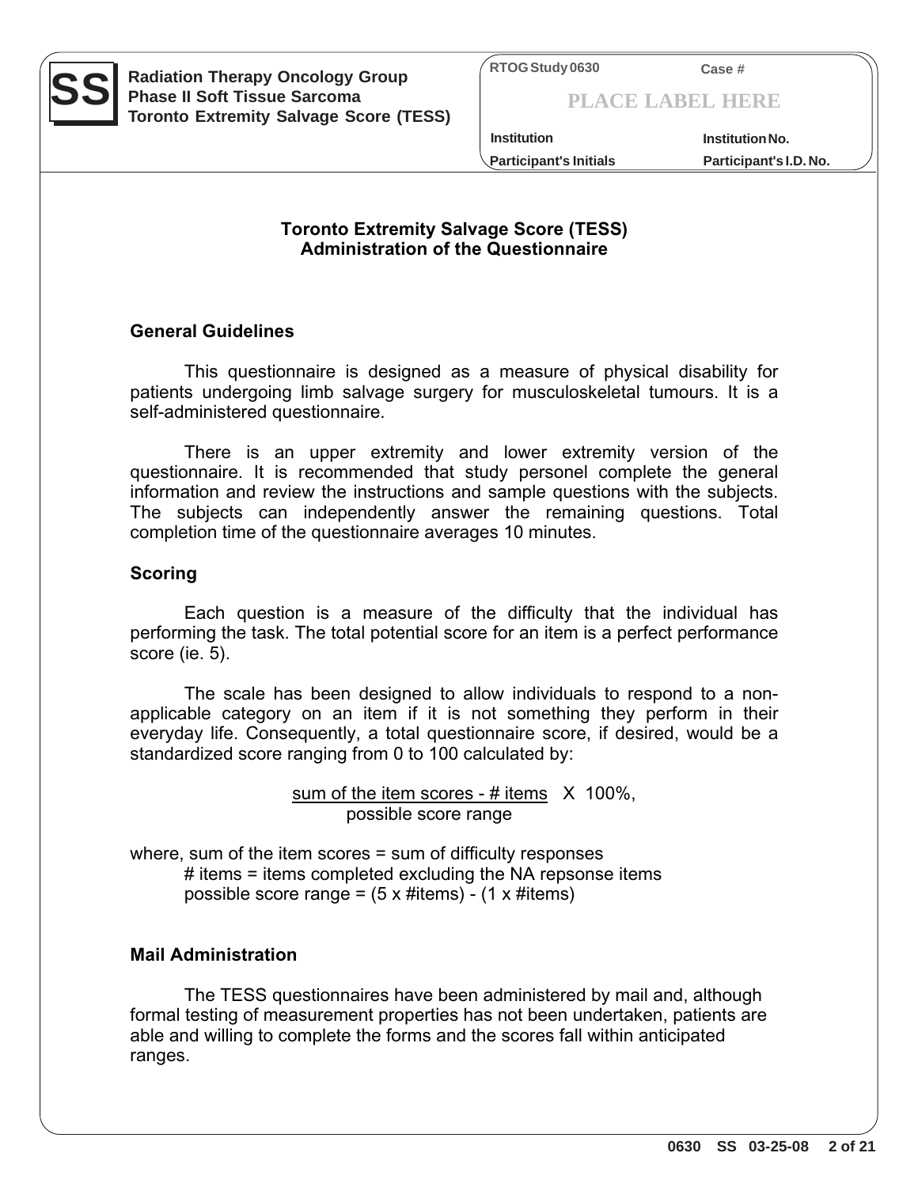**SS** Radiation Therapy Oncology Group
Phase II Soft Tissue Sarcoma
Toronto Extremity Salvage Score (TESS)

RTOG Study 0630 Case #

PLACE LABEL HERE

Institution Institution No.
Participant's Initials Participant's I.D. No.

## Toronto Extremity Salvage Score (TESS)
## Administration of the Questionnaire

### General Guidelines

This questionnaire is designed as a measure of physical disability for patients undergoing limb salvage surgery for musculoskeletal tumours. It is a self-administered questionnaire.

There is an upper extremity and lower extremity version of the questionnaire. It is recommended that study personel complete the general information and review the instructions and sample questions with the subjects. The subjects can independently answer the remaining questions. Total completion time of the questionnaire averages 10 minutes.

### Scoring

Each question is a measure of the difficulty that the individual has performing the task. The total potential score for an item is a perfect performance score (ie. 5).

The scale has been designed to allow individuals to respond to a non-applicable category on an item if it is not something they perform in their everyday life. Consequently, a total questionnaire score, if desired, would be a standardized score ranging from 0 to 100 calculated by:

$$\frac{\text{sum of the item scores - \# items}}{\text{possible score range}} \times 100\%,$$

where, sum of the item scores = sum of difficulty responses
# items = items completed excluding the NA repsonse items
possible score range = (5 x #items) - (1 x #items)

### Mail Administration

The TESS questionnaires have been administered by mail and, although formal testing of measurement properties has not been undertaken, patients are able and willing to complete the forms and the scores fall within anticipated ranges.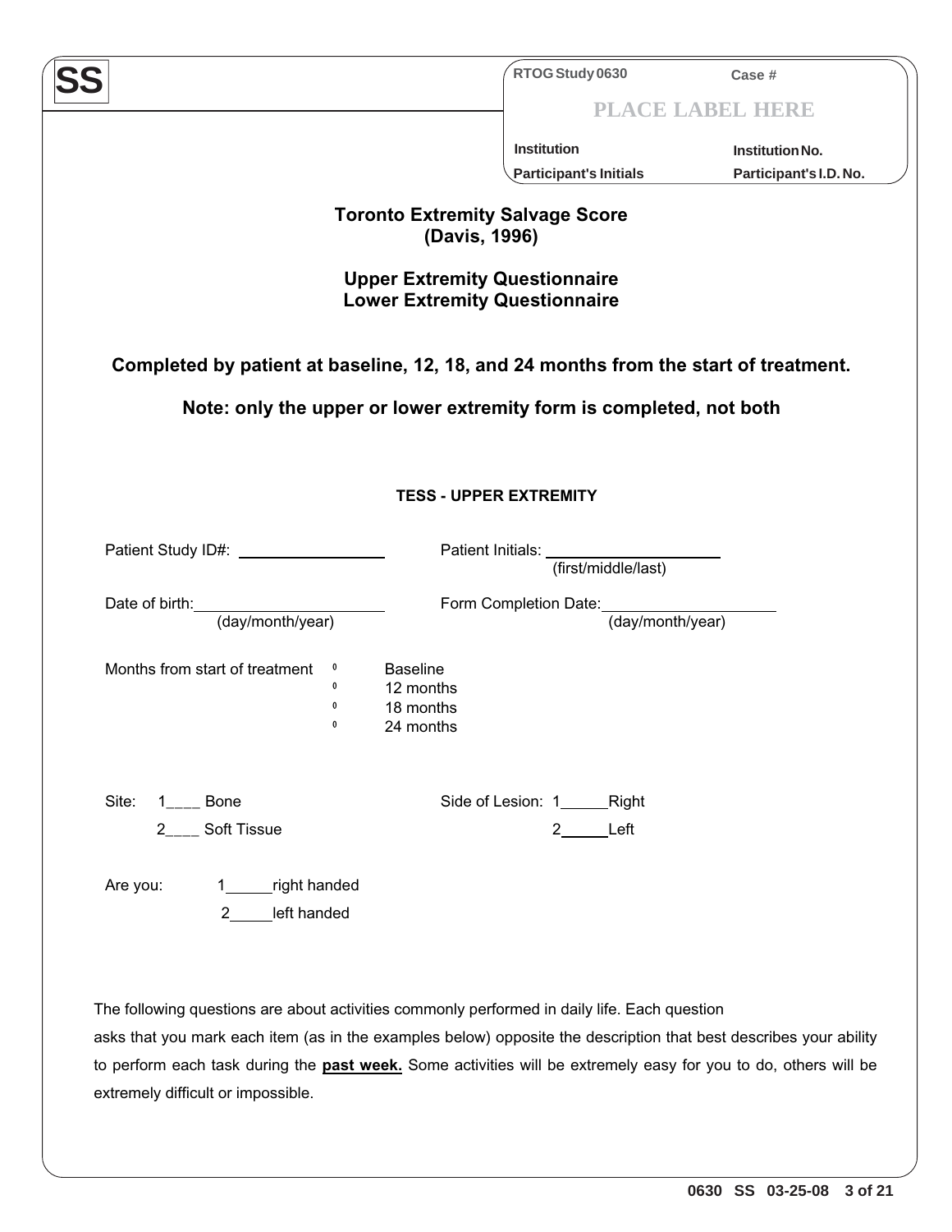**SS**

| RTOG Study 0630 | Case # |
|---|---|
| PLACE LABEL HERE | |
| Institution | Institution No. |
| Participant's Initials | Participant's I.D. No. |

## Toronto Extremity Salvage Score (Davis, 1996)

## Upper Extremity Questionnaire Lower Extremity Questionnaire

**Completed by patient at baseline, 12, 18, and 24 months from the start of treatment.**

**Note: only the upper or lower extremity form is completed, not both**

### TESS - UPPER EXTREMITY

Patient Study ID#: ________________ Patient Initials: ____________________ (first/middle/last)

Date of birth: ____________________ (day/month/year) Form Completion Date: ____________________ (day/month/year)

Months from start of treatment
- ⁰ Baseline
- ⁰ 12 months
- ⁰ 18 months
- ⁰ 24 months

Site: 1____ Bone
2____ Soft Tissue

Side of Lesion: 1_____Right
2_____Left

Are you: 1_____right handed
2_____left handed

The following questions are about activities commonly performed in daily life. Each question asks that you mark each item (as in the examples below) opposite the description that best describes your ability to perform each task during the **past week.** Some activities will be extremely easy for you to do, others will be extremely difficult or impossible.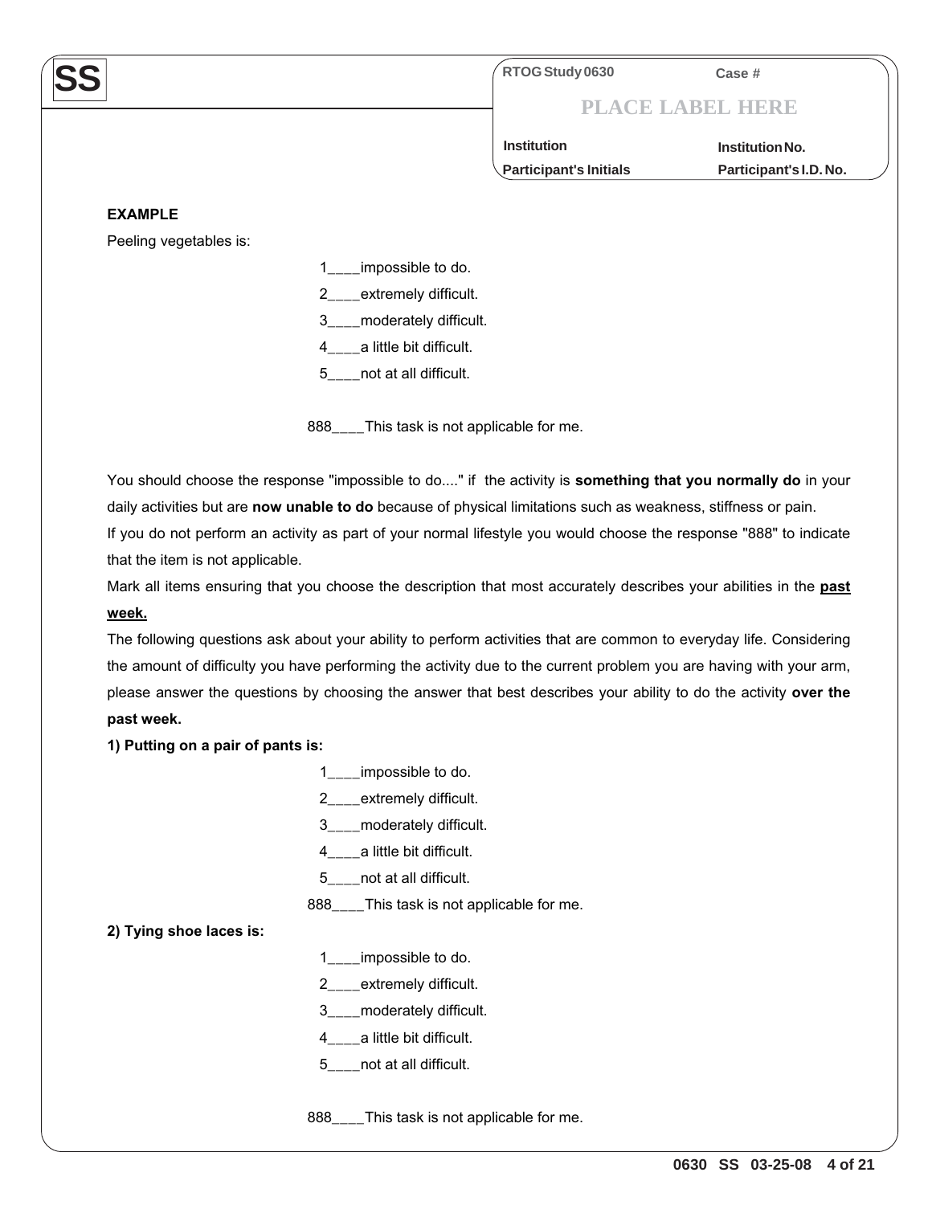**SS**

| RTOG Study 0630 | Case # |
|---|---|
| PLACE LABEL HERE | |
| Institution | Institution No. |
| Participant's Initials | Participant's I.D. No. |

**EXAMPLE**

Peeling vegetables is:

1____impossible to do.

2____extremely difficult.

3____moderately difficult.

4____a little bit difficult.

5____not at all difficult.

888____This task is not applicable for me.

You should choose the response "impossible to do...." if the activity is **something that you normally do** in your daily activities but are **now unable to do** because of physical limitations such as weakness, stiffness or pain.

If you do not perform an activity as part of your normal lifestyle you would choose the response "888" to indicate that the item is not applicable.

Mark all items ensuring that you choose the description that most accurately describes your abilities in the **past week.**

The following questions ask about your ability to perform activities that are common to everyday life. Considering the amount of difficulty you have performing the activity due to the current problem you are having with your arm, please answer the questions by choosing the answer that best describes your ability to do the activity **over the past week.**

**1) Putting on a pair of pants is:**

1____impossible to do.

2____extremely difficult.

3____moderately difficult.

4____a little bit difficult.

5____not at all difficult.

888____This task is not applicable for me.

**2) Tying shoe laces is:**

1____impossible to do.

2____extremely difficult.

3____moderately difficult.

4____a little bit difficult.

5____not at all difficult.

888____This task is not applicable for me.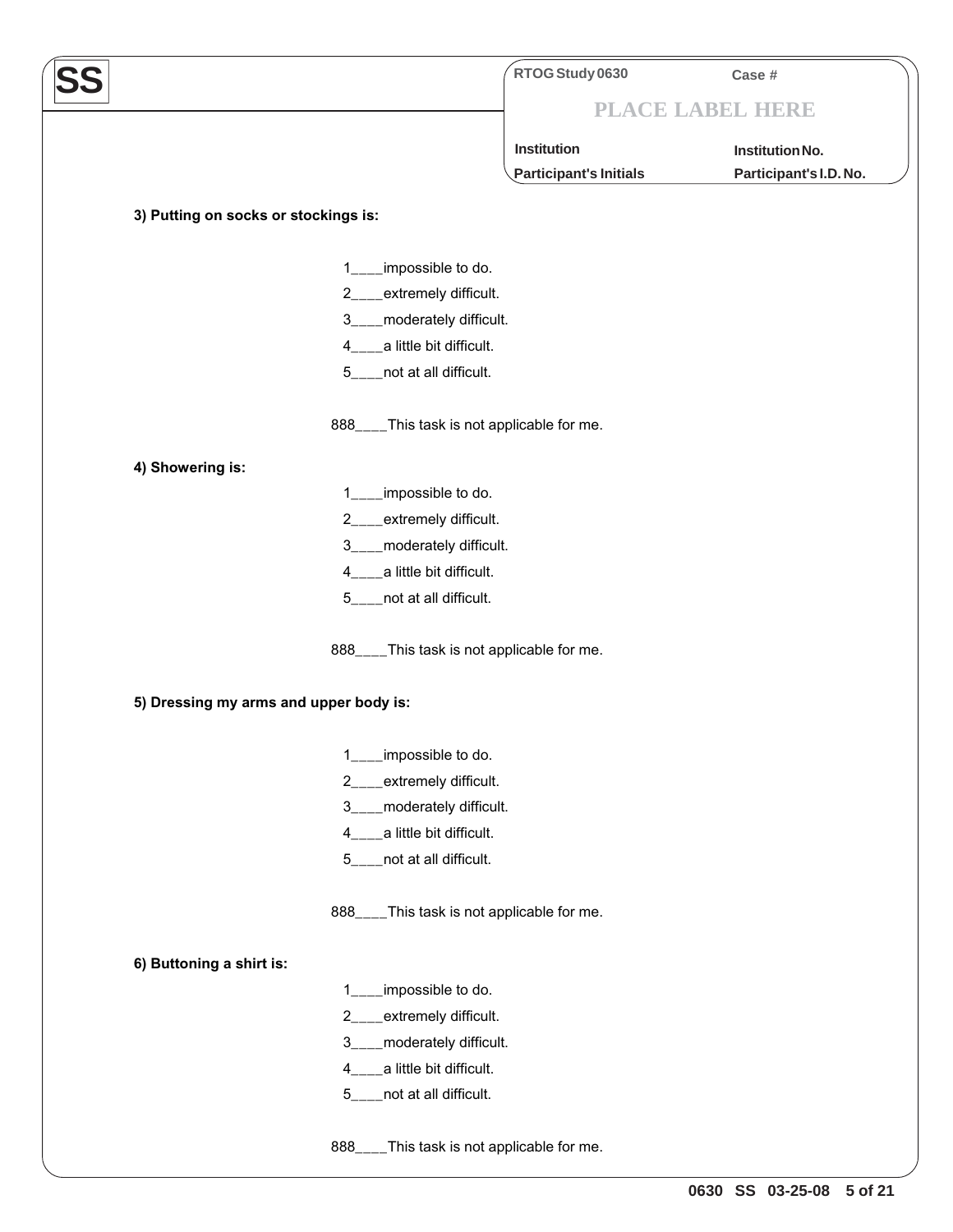**SS**

| RTOG Study 0630 | Case # |
|---|---|
| PLACE LABEL HERE | |
| Institution | Institution No. |
| Participant's Initials | Participant's I.D. No. |

**3) Putting on socks or stockings is:**

1____impossible to do.
2____extremely difficult.
3____moderately difficult.
4____a little bit difficult.
5____not at all difficult.

888____This task is not applicable for me.

**4) Showering is:**

1____impossible to do.
2____extremely difficult.
3____moderately difficult.
4____a little bit difficult.
5____not at all difficult.

888____This task is not applicable for me.

**5) Dressing my arms and upper body is:**

1____impossible to do.
2____extremely difficult.
3____moderately difficult.
4____a little bit difficult.
5____not at all difficult.

888____This task is not applicable for me.

**6) Buttoning a shirt is:**

1____impossible to do.
2____extremely difficult.
3____moderately difficult.
4____a little bit difficult.
5____not at all difficult.

888____This task is not applicable for me.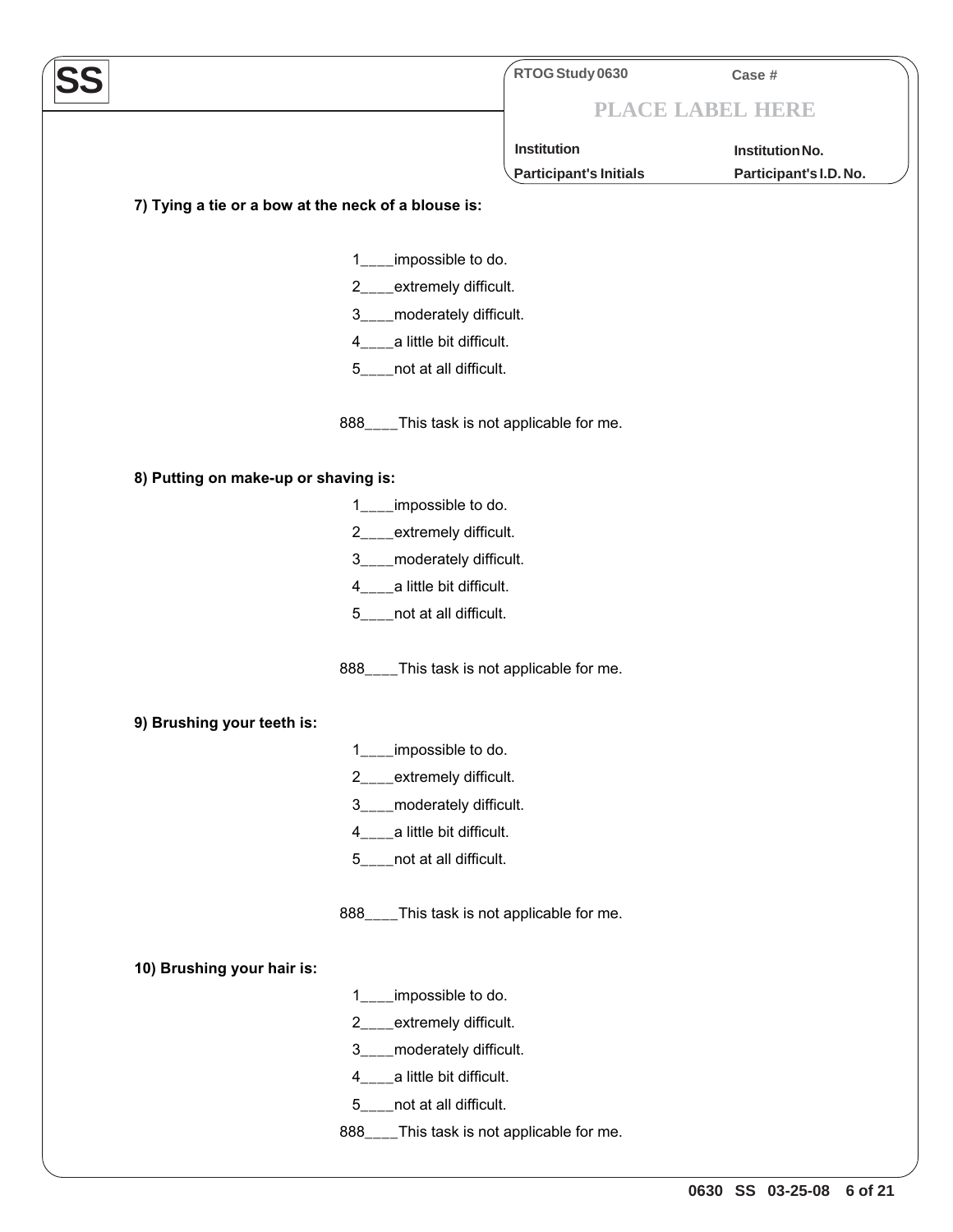**SS**

| RTOG Study 0630 | Case # |
|---|---|
| PLACE LABEL HERE | |
| Institution | Institution No. |
| Participant's Initials | Participant's I.D. No. |

**7) Tying a tie or a bow at the neck of a blouse is:**

1____impossible to do.
2____extremely difficult.
3____moderately difficult.
4____a little bit difficult.
5____not at all difficult.

888____This task is not applicable for me.

**8) Putting on make-up or shaving is:**

1____impossible to do.
2____extremely difficult.
3____moderately difficult.
4____a little bit difficult.
5____not at all difficult.

888____This task is not applicable for me.

**9) Brushing your teeth is:**

1____impossible to do.
2____extremely difficult.
3____moderately difficult.
4____a little bit difficult.
5____not at all difficult.

888____This task is not applicable for me.

**10) Brushing your hair is:**

1____impossible to do.
2____extremely difficult.
3____moderately difficult.
4____a little bit difficult.
5____not at all difficult.
888____This task is not applicable for me.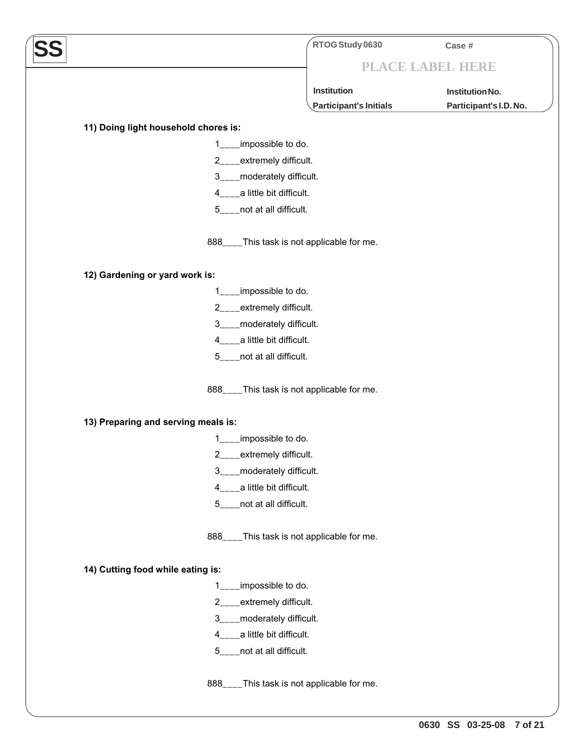**SS**

| RTOG Study 0630 | Case # |
| --- | --- |
| PLACE LABEL HERE | |
| Institution | Institution No. |
| Participant's Initials | Participant's I.D. No. |

**11) Doing light household chores is:**

1____impossible to do.
2____extremely difficult.
3____moderately difficult.
4____a little bit difficult.
5____not at all difficult.

888____This task is not applicable for me.

**12) Gardening or yard work is:**

1____impossible to do.
2____extremely difficult.
3____moderately difficult.
4____a little bit difficult.
5____not at all difficult.

888____This task is not applicable for me.

**13) Preparing and serving meals is:**

1____impossible to do.
2____extremely difficult.
3____moderately difficult.
4____a little bit difficult.
5____not at all difficult.

888____This task is not applicable for me.

**14) Cutting food while eating is:**

1____impossible to do.
2____extremely difficult.
3____moderately difficult.
4____a little bit difficult.
5____not at all difficult.

888____This task is not applicable for me.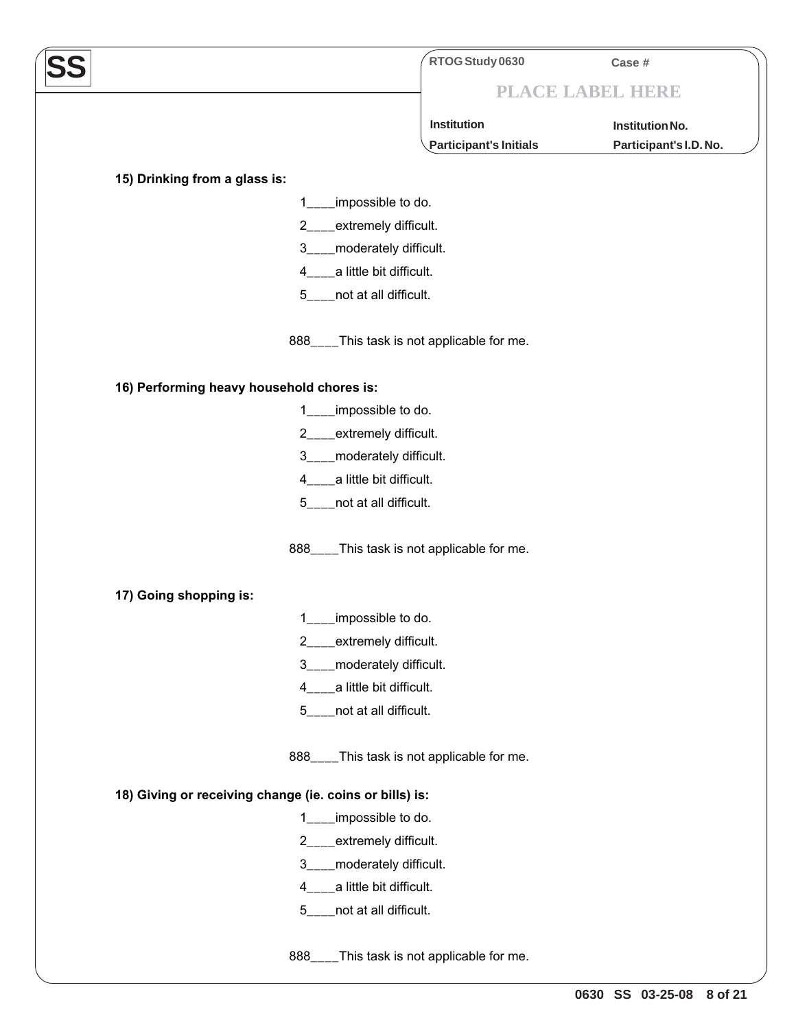**SS**

| RTOG Study 0630 | Case # |
|---|---|
| PLACE LABEL HERE | |
| Institution | Institution No. |
| Participant's Initials | Participant's I.D. No. |

**15) Drinking from a glass is:**

1____impossible to do.

2____extremely difficult.

3____moderately difficult.

4____a little bit difficult.

5____not at all difficult.

888____This task is not applicable for me.

**16) Performing heavy household chores is:**

1____impossible to do.

2____extremely difficult.

3____moderately difficult.

4____a little bit difficult.

5____not at all difficult.

888____This task is not applicable for me.

**17) Going shopping is:**

1____impossible to do.

2____extremely difficult.

3____moderately difficult.

4____a little bit difficult.

5____not at all difficult.

888____This task is not applicable for me.

**18) Giving or receiving change (ie. coins or bills) is:**

1____impossible to do.

2____extremely difficult.

3____moderately difficult.

4____a little bit difficult.

5____not at all difficult.

888____This task is not applicable for me.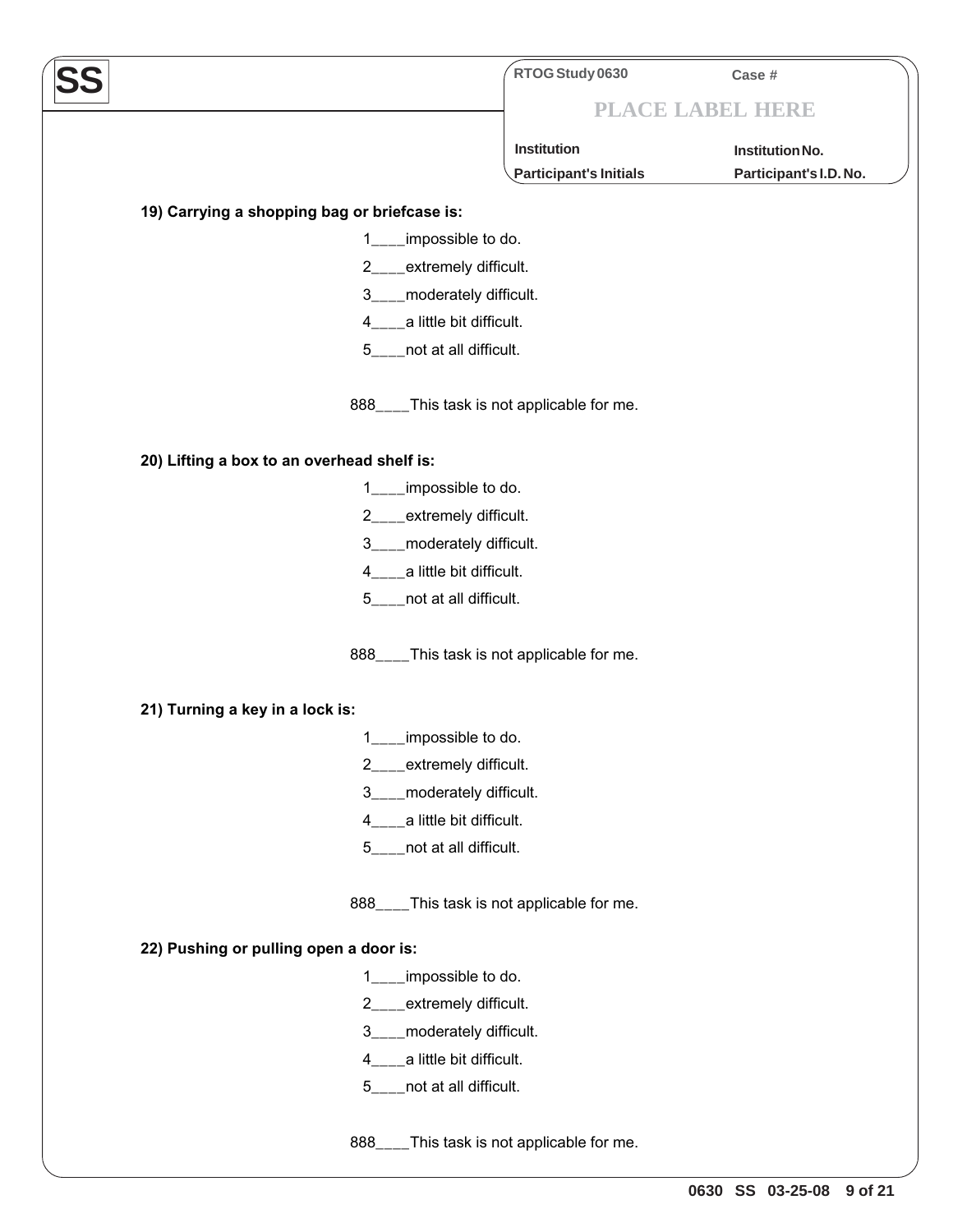SS

| RTOG Study 0630 | Case # |
|---|---|
| PLACE LABEL HERE | |
| Institution | Institution No. |
| Participant's Initials | Participant's I.D. No. |

**19) Carrying a shopping bag or briefcase is:**

1____impossible to do.

2____extremely difficult.

3____moderately difficult.

4____a little bit difficult.

5____not at all difficult.

888____This task is not applicable for me.

**20) Lifting a box to an overhead shelf is:**

1____impossible to do.

2____extremely difficult.

3____moderately difficult.

4____a little bit difficult.

5____not at all difficult.

888____This task is not applicable for me.

**21) Turning a key in a lock is:**

1____impossible to do.

2____extremely difficult.

3____moderately difficult.

4____a little bit difficult.

5____not at all difficult.

888____This task is not applicable for me.

**22) Pushing or pulling open a door is:**

1____impossible to do.

2____extremely difficult.

3____moderately difficult.

4____a little bit difficult.

5____not at all difficult.

888____This task is not applicable for me.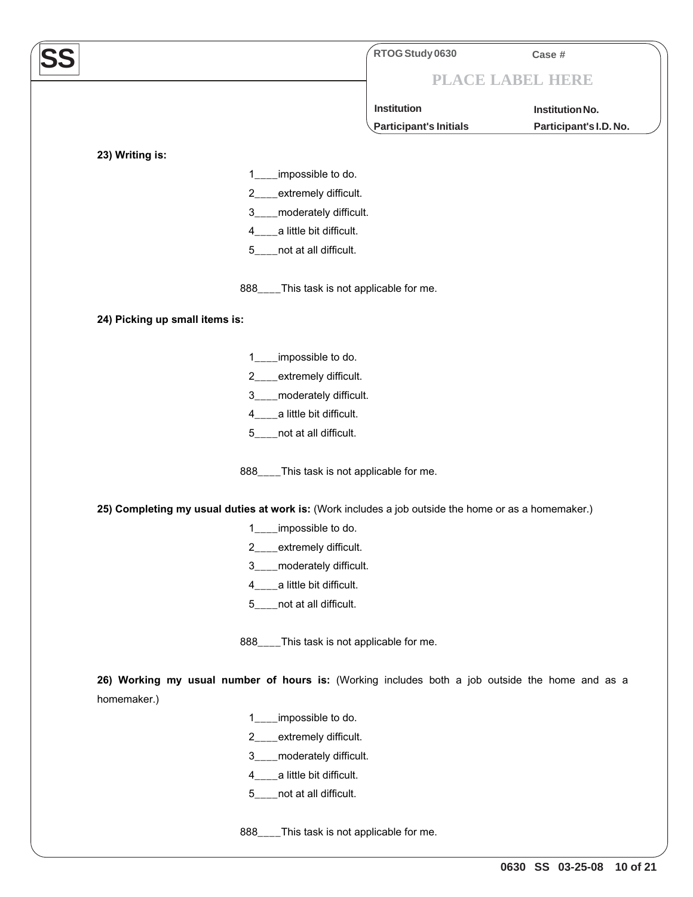**SS**

RTOG Study 0630 Case #

PLACE LABEL HERE

Institution Institution No.

Participant's Initials Participant's I.D. No.

**23) Writing is:**

1____impossible to do.
2____extremely difficult.
3____moderately difficult.
4____a little bit difficult.
5____not at all difficult.

888____This task is not applicable for me.

**24) Picking up small items is:**

1____impossible to do.
2____extremely difficult.
3____moderately difficult.
4____a little bit difficult.
5____not at all difficult.

888____This task is not applicable for me.

**25) Completing my usual duties at work is:** (Work includes a job outside the home or as a homemaker.)

1____impossible to do.
2____extremely difficult.
3____moderately difficult.
4____a little bit difficult.
5____not at all difficult.

888____This task is not applicable for me.

**26) Working my usual number of hours is:** (Working includes both a job outside the home and as a homemaker.)

1____impossible to do.
2____extremely difficult.
3____moderately difficult.
4____a little bit difficult.
5____not at all difficult.

888____This task is not applicable for me.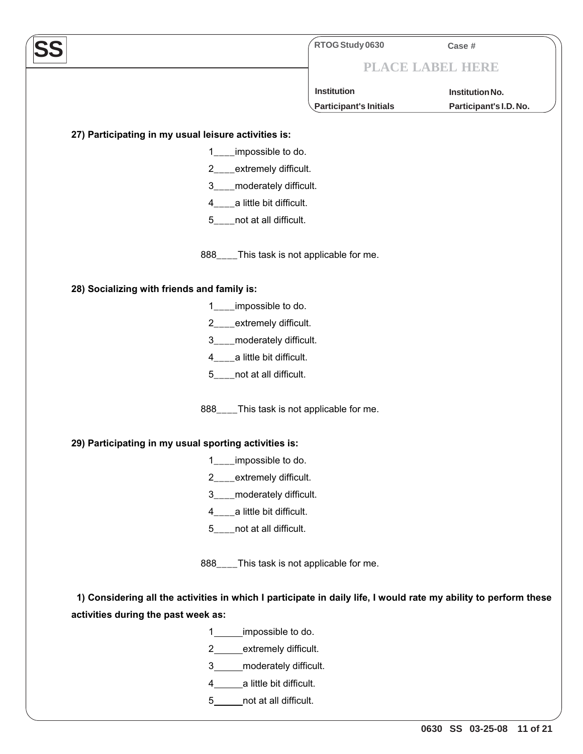**SS**

| RTOG Study 0630 | Case # |
|---|---|
| PLACE LABEL HERE | |
| Institution | Institution No. |
| Participant's Initials | Participant's I.D. No. |

**27) Participating in my usual leisure activities is:**

1____impossible to do.

2____extremely difficult.

3____moderately difficult.

4____a little bit difficult.

5____not at all difficult.

888____This task is not applicable for me.

**28) Socializing with friends and family is:**

1____impossible to do.

2____extremely difficult.

3____moderately difficult.

4____a little bit difficult.

5____not at all difficult.

888____This task is not applicable for me.

**29) Participating in my usual sporting activities is:**

1____impossible to do.

2____extremely difficult.

3____moderately difficult.

4____a little bit difficult.

5____not at all difficult.

888____This task is not applicable for me.

**1) Considering all the activities in which I participate in daily life, I would rate my ability to perform these activities during the past week as:**

1______impossible to do.

2______extremely difficult.

3______moderately difficult.

4______a little bit difficult.

5______not at all difficult.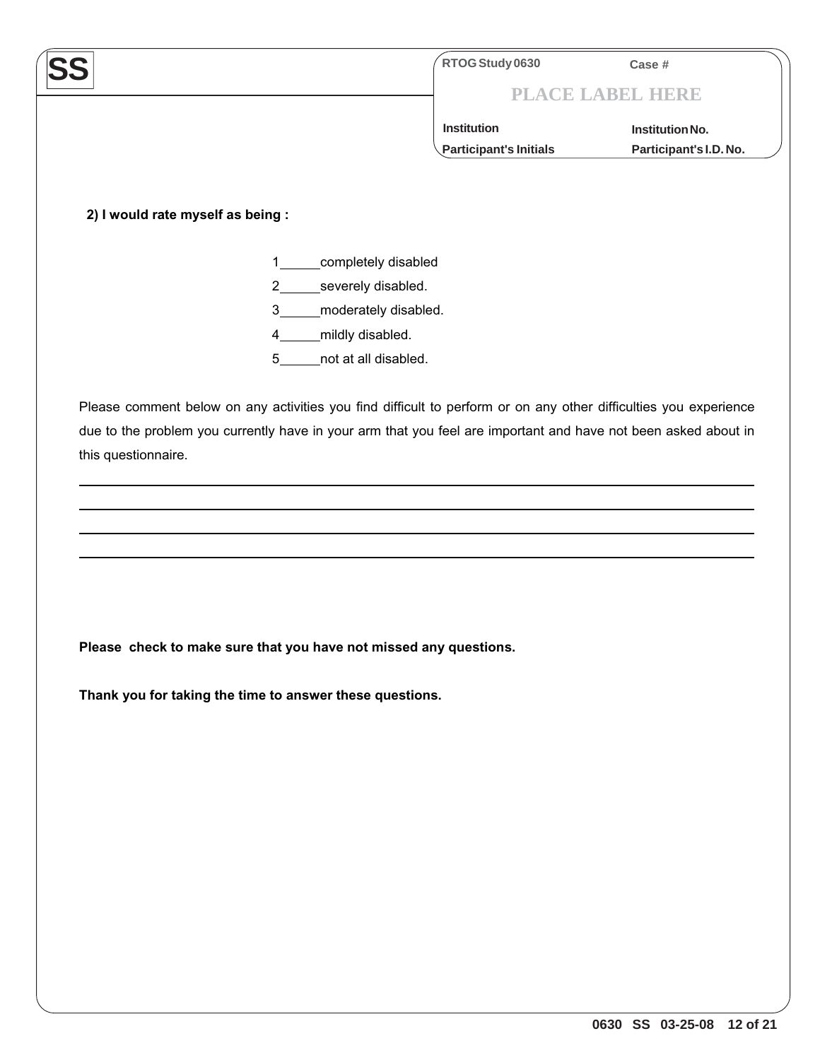**SS**

| RTOG Study 0630 | Case # |
|---|---|
| PLACE LABEL HERE | |
| Institution | Institution No. |
| Participant's Initials | Participant's I.D. No. |

**2) I would rate myself as being :**

1\_\_\_\_\_completely disabled

2\_\_\_\_\_severely disabled.

3\_\_\_\_\_moderately disabled.

4\_\_\_\_\_mildly disabled.

5\_\_\_\_\_not at all disabled.

Please comment below on any activities you find difficult to perform or on any other difficulties you experience due to the problem you currently have in your arm that you feel are important and have not been asked about in this questionnaire.

\_\_\_\_\_\_\_\_\_\_\_\_\_\_\_\_\_\_\_\_\_\_\_\_\_\_\_\_\_\_\_\_\_\_\_\_\_\_\_\_\_\_\_\_\_\_\_\_\_\_\_\_\_\_\_\_\_\_\_\_\_\_\_\_\_\_\_\_\_\_\_\_\_\_\_\_\_\_

\_\_\_\_\_\_\_\_\_\_\_\_\_\_\_\_\_\_\_\_\_\_\_\_\_\_\_\_\_\_\_\_\_\_\_\_\_\_\_\_\_\_\_\_\_\_\_\_\_\_\_\_\_\_\_\_\_\_\_\_\_\_\_\_\_\_\_\_\_\_\_\_\_\_\_\_\_\_

\_\_\_\_\_\_\_\_\_\_\_\_\_\_\_\_\_\_\_\_\_\_\_\_\_\_\_\_\_\_\_\_\_\_\_\_\_\_\_\_\_\_\_\_\_\_\_\_\_\_\_\_\_\_\_\_\_\_\_\_\_\_\_\_\_\_\_\_\_\_\_\_\_\_\_\_\_\_

\_\_\_\_\_\_\_\_\_\_\_\_\_\_\_\_\_\_\_\_\_\_\_\_\_\_\_\_\_\_\_\_\_\_\_\_\_\_\_\_\_\_\_\_\_\_\_\_\_\_\_\_\_\_\_\_\_\_\_\_\_\_\_\_\_\_\_\_\_\_\_\_\_\_\_\_\_\_

**Please check to make sure that you have not missed any questions.**

**Thank you for taking the time to answer these questions.**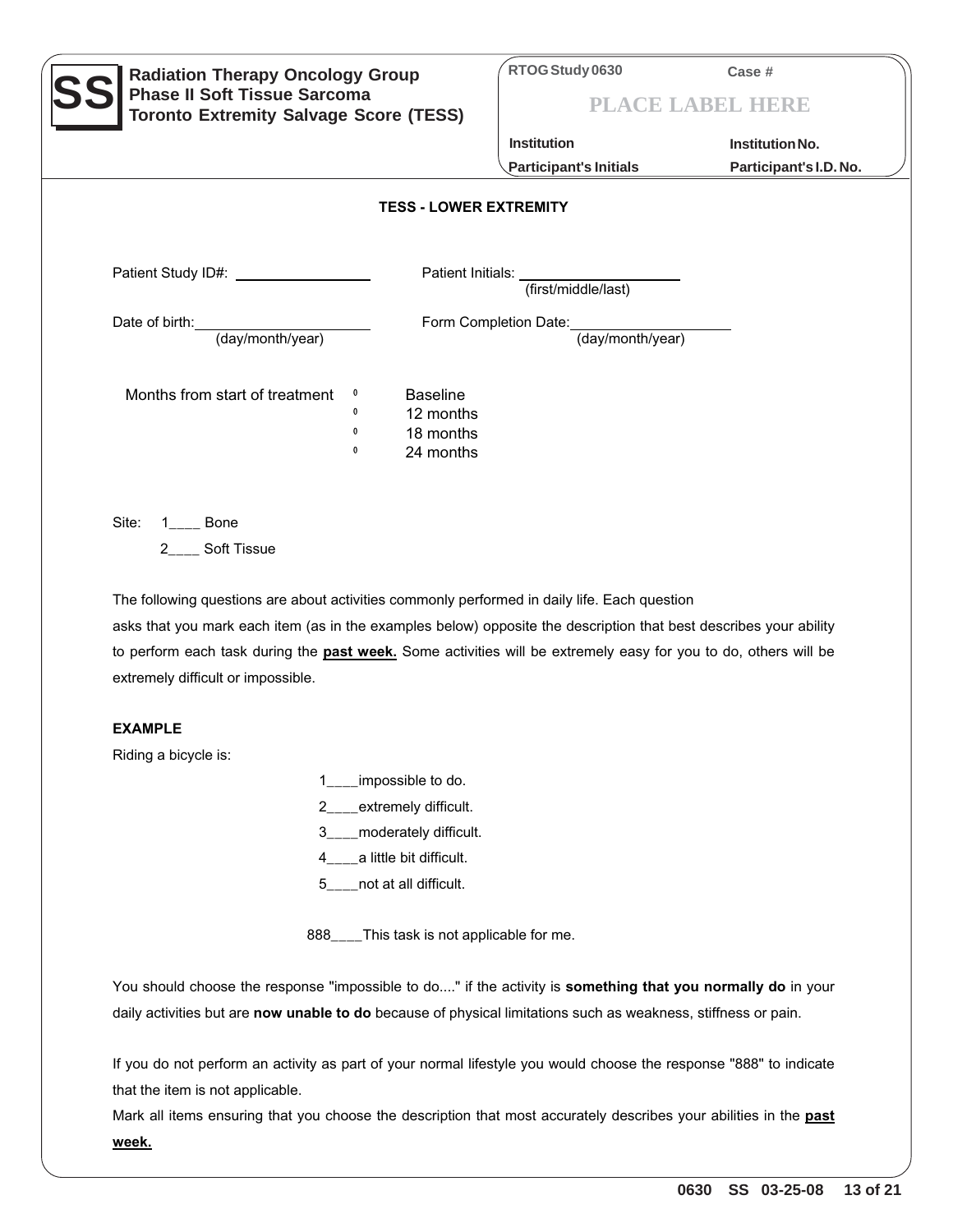**SS** **Radiation Therapy Oncology Group**
**Phase II Soft Tissue Sarcoma**
**Toronto Extremity Salvage Score (TESS)**

**RTOG Study 0630** **Case #**

**PLACE LABEL HERE**

**Institution** **Institution No.**

**Participant's Initials** **Participant's I.D. No.**

## TESS - LOWER EXTREMITY

Patient Study ID#: ________________ Patient Initials: ________________ (first/middle/last)

Date of birth: ________________ (day/month/year) Form Completion Date: ________________ (day/month/year)

Months from start of treatment
- 0 Baseline
- 0 12 months
- 0 18 months
- 0 24 months

Site: 1____ Bone
2____ Soft Tissue

The following questions are about activities commonly performed in daily life. Each question asks that you mark each item (as in the examples below) opposite the description that best describes your ability to perform each task during the **past week.** Some activities will be extremely easy for you to do, others will be extremely difficult or impossible.

**EXAMPLE**

Riding a bicycle is:

1____impossible to do.
2____extremely difficult.
3____moderately difficult.
4____a little bit difficult.
5____not at all difficult.

888____This task is not applicable for me.

You should choose the response "impossible to do...." if the activity is **something that you normally do** in your daily activities but are **now unable to do** because of physical limitations such as weakness, stiffness or pain.

If you do not perform an activity as part of your normal lifestyle you would choose the response "888" to indicate that the item is not applicable.

Mark all items ensuring that you choose the description that most accurately describes your abilities in the **past week.**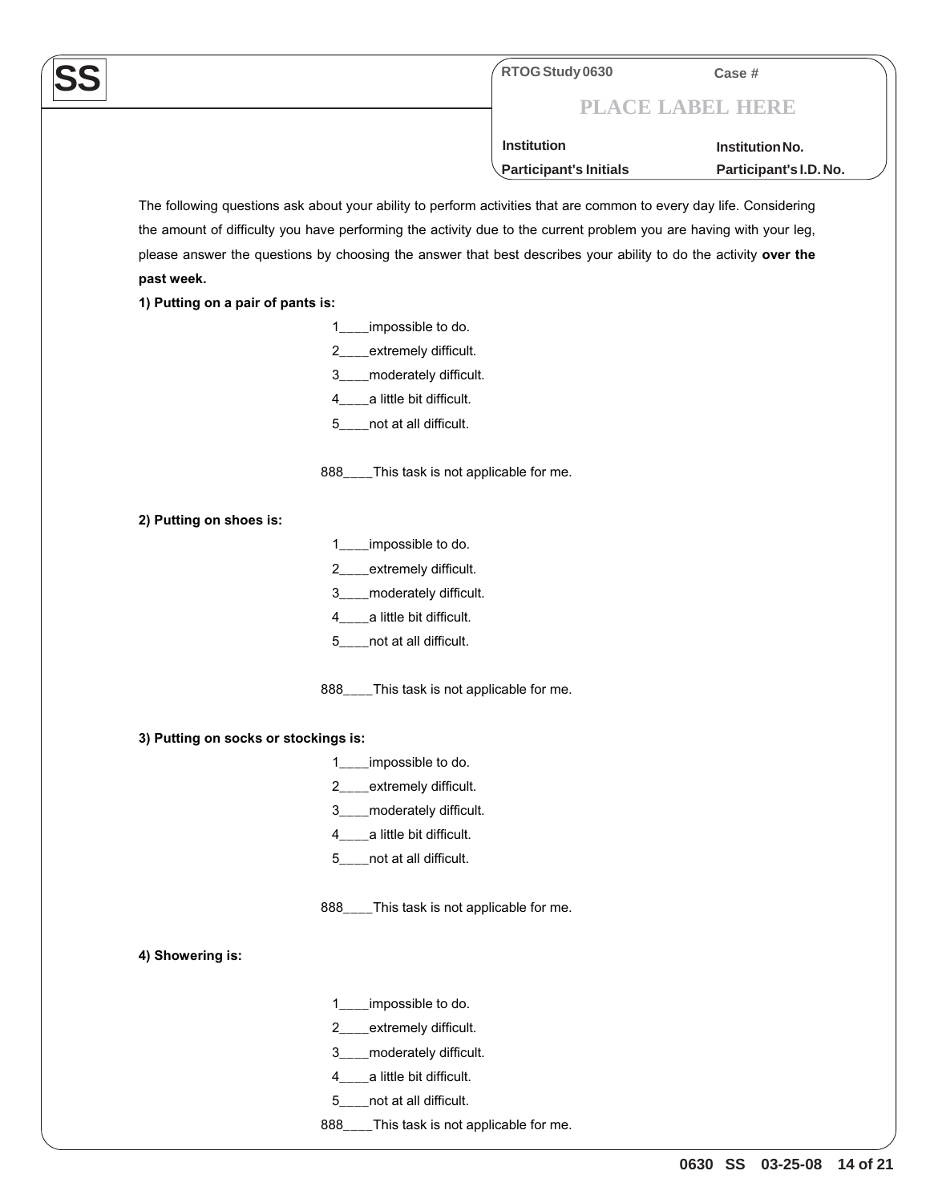**SS**

| RTOG Study 0630 | Case # |
| --- | --- |
| PLACE LABEL HERE | |
| Institution | Institution No. |
| Participant's Initials | Participant's I.D. No. |

The following questions ask about your ability to perform activities that are common to every day life. Considering the amount of difficulty you have performing the activity due to the current problem you are having with your leg, please answer the questions by choosing the answer that best describes your ability to do the activity **over the past week.**

**1) Putting on a pair of pants is:**

1____impossible to do.
2____extremely difficult.
3____moderately difficult.
4____a little bit difficult.
5____not at all difficult.

888____This task is not applicable for me.

**2) Putting on shoes is:**

1____impossible to do.
2____extremely difficult.
3____moderately difficult.
4____a little bit difficult.
5____not at all difficult.

888____This task is not applicable for me.

**3) Putting on socks or stockings is:**

1____impossible to do.
2____extremely difficult.
3____moderately difficult.
4____a little bit difficult.
5____not at all difficult.

888____This task is not applicable for me.

**4) Showering is:**

1____impossible to do.
2____extremely difficult.
3____moderately difficult.
4____a little bit difficult.
5____not at all difficult.
888____This task is not applicable for me.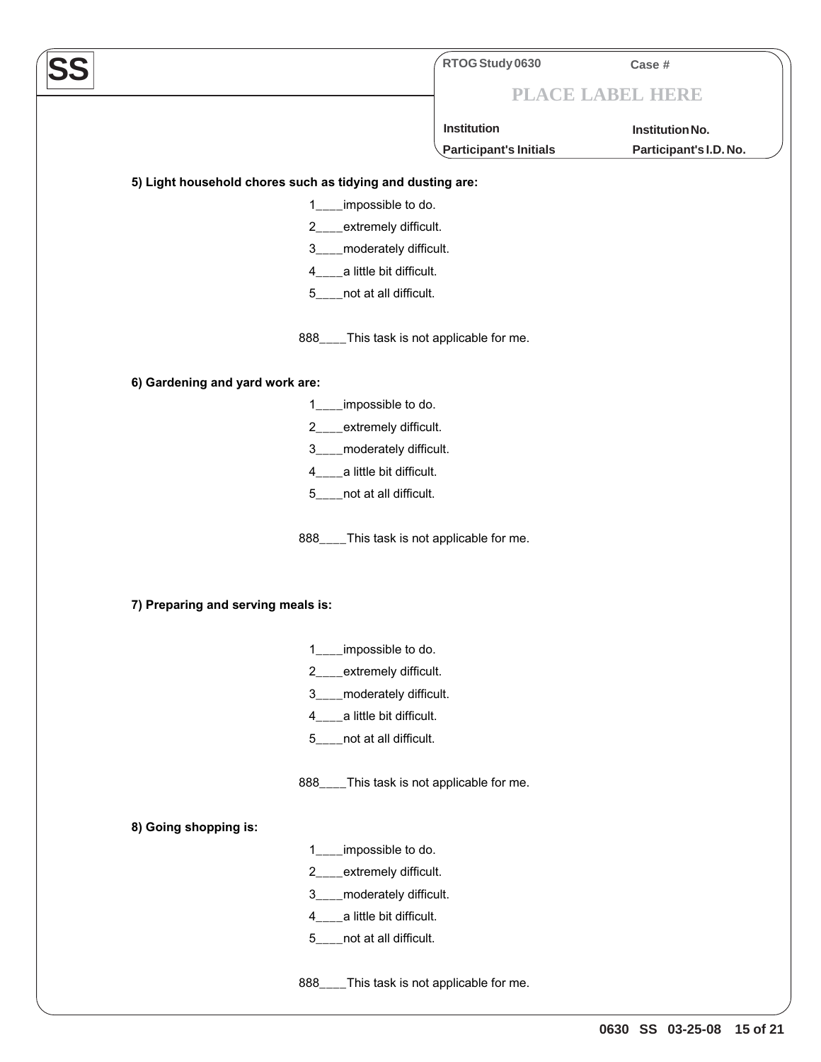**SS**

| RTOG Study 0630 | Case # |
|---|---|
| PLACE LABEL HERE | |
| Institution | Institution No. |
| Participant's Initials | Participant's I.D. No. |

**5) Light household chores such as tidying and dusting are:**

1____impossible to do.

2____extremely difficult.

3____moderately difficult.

4____a little bit difficult.

5____not at all difficult.

888____This task is not applicable for me.

**6) Gardening and yard work are:**

1____impossible to do.

2____extremely difficult.

3____moderately difficult.

4____a little bit difficult.

5____not at all difficult.

888____This task is not applicable for me.

**7) Preparing and serving meals is:**

1____impossible to do.

2____extremely difficult.

3____moderately difficult.

4____a little bit difficult.

5____not at all difficult.

888____This task is not applicable for me.

**8) Going shopping is:**

1____impossible to do.

2____extremely difficult.

3____moderately difficult.

4____a little bit difficult.

5____not at all difficult.

888____This task is not applicable for me.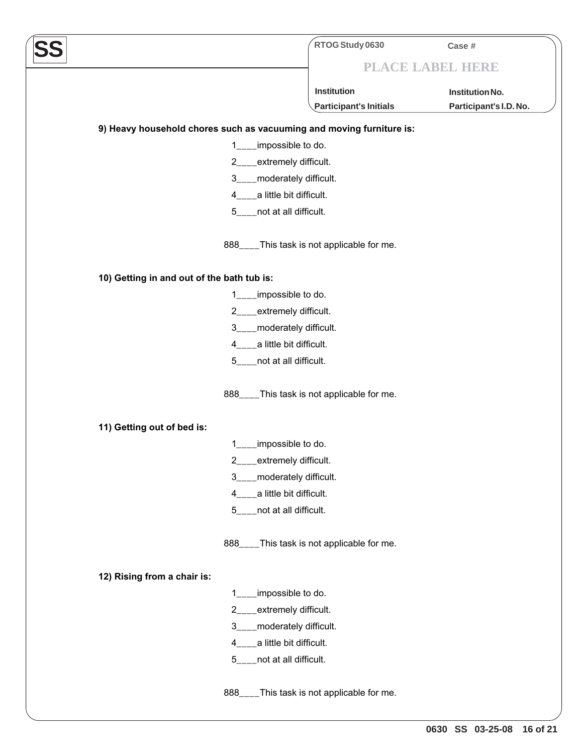**SS**

RTOG Study 0630 | Case #

PLACE LABEL HERE

Institution | Institution No.

Participant's Initials | Participant's I.D. No.

**9) Heavy household chores such as vacuuming and moving furniture is:**

1____impossible to do.

2____extremely difficult.

3____moderately difficult.

4____a little bit difficult.

5____not at all difficult.

888____This task is not applicable for me.

**10) Getting in and out of the bath tub is:**

1____impossible to do.

2____extremely difficult.

3____moderately difficult.

4____a little bit difficult.

5____not at all difficult.

888____This task is not applicable for me.

**11) Getting out of bed is:**

1____impossible to do.

2____extremely difficult.

3____moderately difficult.

4____a little bit difficult.

5____not at all difficult.

888____This task is not applicable for me.

**12) Rising from a chair is:**

1____impossible to do.

2____extremely difficult.

3____moderately difficult.

4____a little bit difficult.

5____not at all difficult.

888____This task is not applicable for me.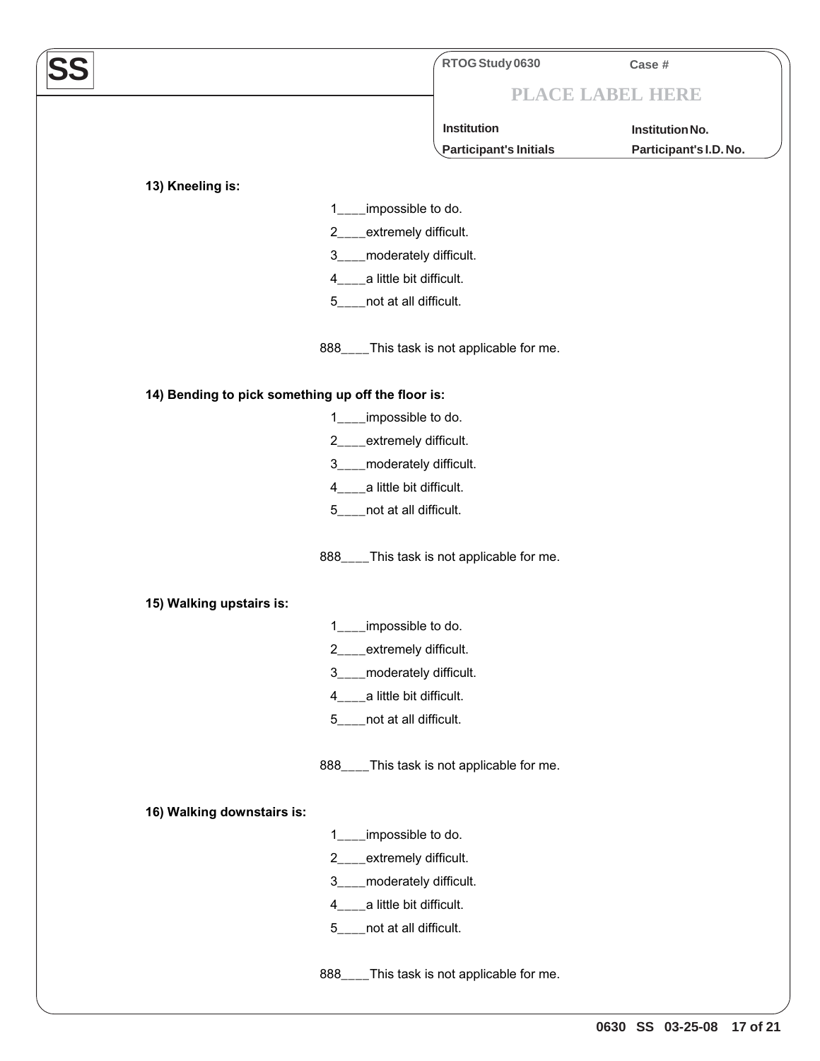**SS**

| RTOG Study 0630 | Case # |
|---|---|
| PLACE LABEL HERE | |
| Institution | Institution No. |
| Participant's Initials | Participant's I.D. No. |

**13) Kneeling is:**

1____impossible to do.

2____extremely difficult.

3____moderately difficult.

4____a little bit difficult.

5____not at all difficult.

888____This task is not applicable for me.

**14) Bending to pick something up off the floor is:**

1____impossible to do.

2____extremely difficult.

3____moderately difficult.

4____a little bit difficult.

5____not at all difficult.

888____This task is not applicable for me.

**15) Walking upstairs is:**

1____impossible to do.

2____extremely difficult.

3____moderately difficult.

4____a little bit difficult.

5____not at all difficult.

888____This task is not applicable for me.

**16) Walking downstairs is:**

1____impossible to do.

2____extremely difficult.

3____moderately difficult.

4____a little bit difficult.

5____not at all difficult.

888____This task is not applicable for me.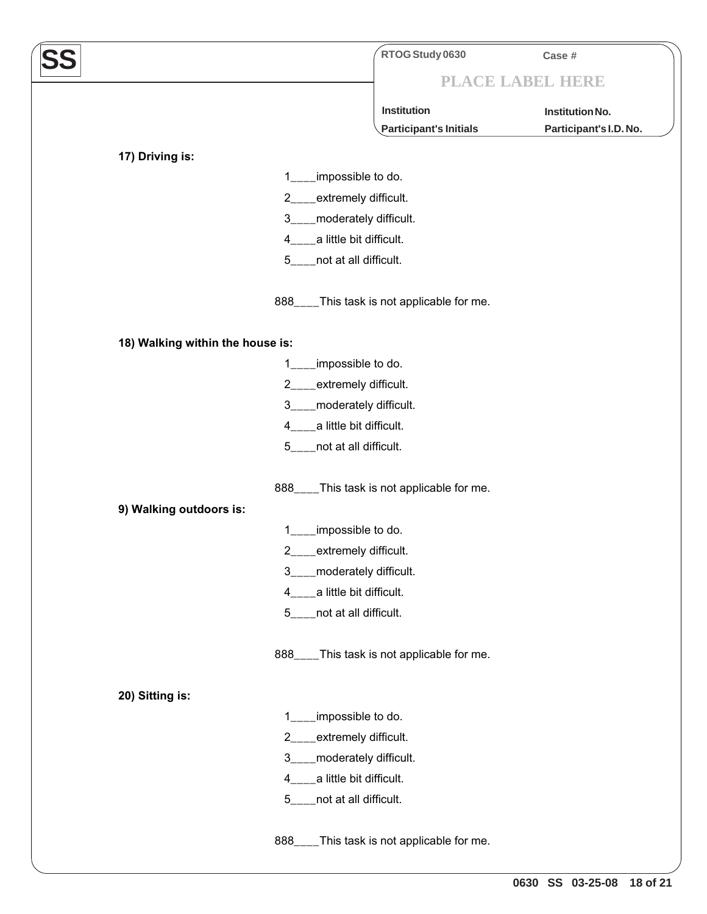**SS**

| RTOG Study 0630 | Case # |
|---|---|
| PLACE LABEL HERE | |
| Institution | Institution No. |
| Participant's Initials | Participant's I.D. No. |

**17) Driving is:**

1____impossible to do.
2____extremely difficult.
3____moderately difficult.
4____a little bit difficult.
5____not at all difficult.

888____This task is not applicable for me.

**18) Walking within the house is:**

1____impossible to do.
2____extremely difficult.
3____moderately difficult.
4____a little bit difficult.
5____not at all difficult.

888____This task is not applicable for me.

**9) Walking outdoors is:**

1____impossible to do.
2____extremely difficult.
3____moderately difficult.
4____a little bit difficult.
5____not at all difficult.

888____This task is not applicable for me.

**20) Sitting is:**

1____impossible to do.
2____extremely difficult.
3____moderately difficult.
4____a little bit difficult.
5____not at all difficult.

888____This task is not applicable for me.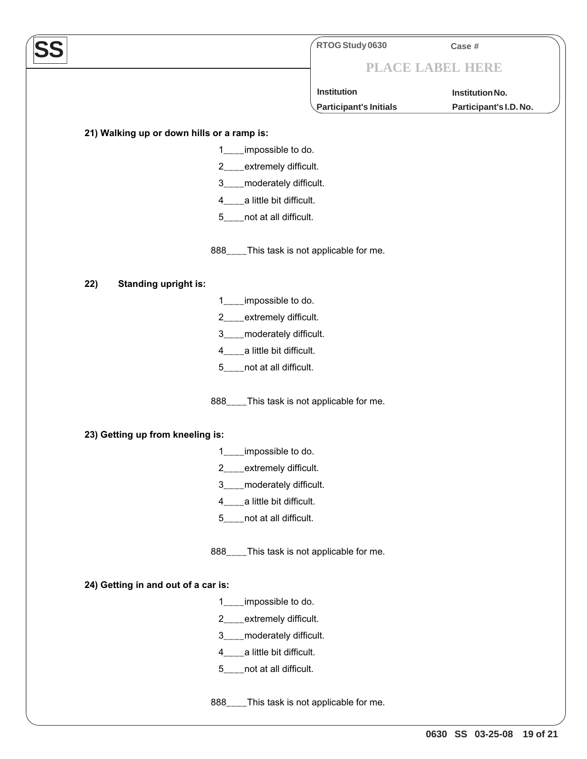SS

RTOG Study 0630 Case #

PLACE LABEL HERE

Institution Institution No.

Participant's Initials Participant's I.D. No.

**21) Walking up or down hills or a ramp is:**

1____impossible to do.

2____extremely difficult.

3____moderately difficult.

4____a little bit difficult.

5____not at all difficult.

888____This task is not applicable for me.

**22) Standing upright is:**

1____impossible to do.

2____extremely difficult.

3____moderately difficult.

4____a little bit difficult.

5____not at all difficult.

888____This task is not applicable for me.

**23) Getting up from kneeling is:**

1____impossible to do.

2____extremely difficult.

3____moderately difficult.

4____a little bit difficult.

5____not at all difficult.

888____This task is not applicable for me.

**24) Getting in and out of a car is:**

1____impossible to do.

2____extremely difficult.

3____moderately difficult.

4____a little bit difficult.

5____not at all difficult.

888____This task is not applicable for me.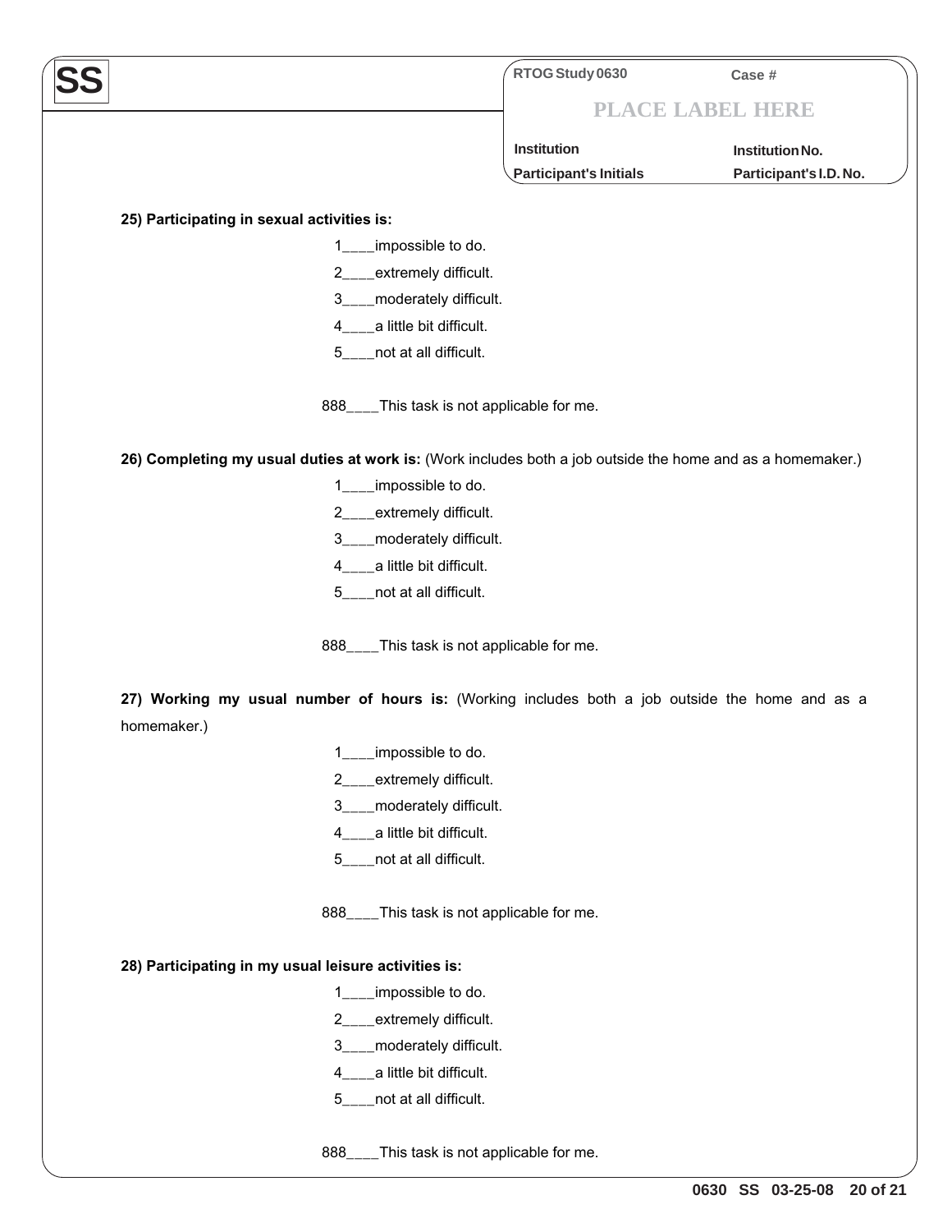**SS**

| RTOG Study 0630 | Case # |
| --- | --- |
| PLACE LABEL HERE | |
| Institution | Institution No. |
| Participant's Initials | Participant's I.D. No. |

**25) Participating in sexual activities is:**

1____impossible to do.

2____extremely difficult.

3____moderately difficult.

4____a little bit difficult.

5____not at all difficult.

888____This task is not applicable for me.

**26) Completing my usual duties at work is:** (Work includes both a job outside the home and as a homemaker.)

1____impossible to do.

2____extremely difficult.

3____moderately difficult.

4____a little bit difficult.

5____not at all difficult.

888____This task is not applicable for me.

**27) Working my usual number of hours is:** (Working includes both a job outside the home and as a homemaker.)

1____impossible to do.

2____extremely difficult.

3____moderately difficult.

4____a little bit difficult.

5____not at all difficult.

888____This task is not applicable for me.

**28) Participating in my usual leisure activities is:**

1____impossible to do.

2____extremely difficult.

3____moderately difficult.

4____a little bit difficult.

5____not at all difficult.

888____This task is not applicable for me.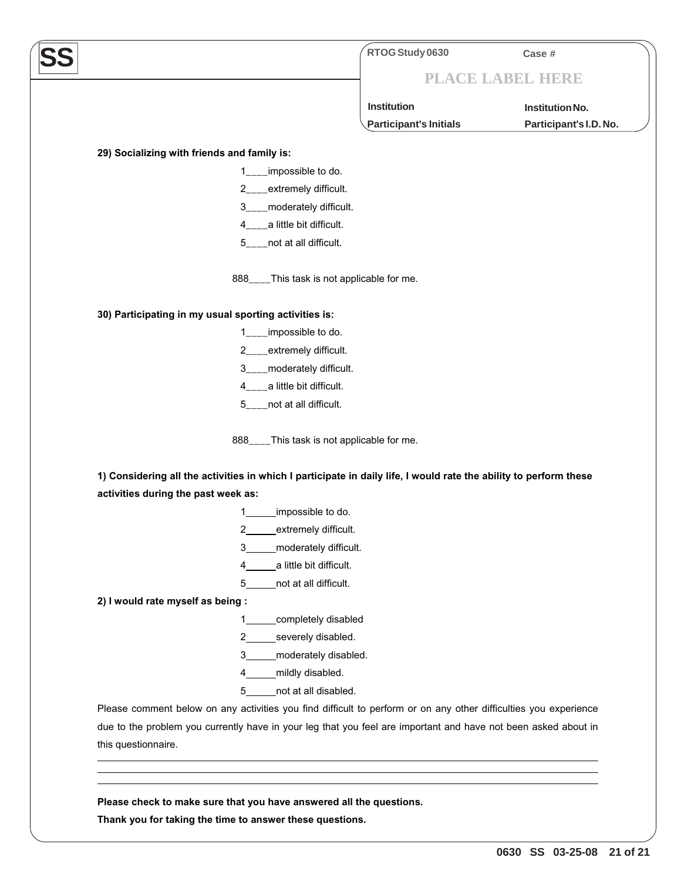**SS**

RTOG Study 0630 Case #

PLACE LABEL HERE

Institution Institution No.

Participant's Initials Participant's I.D. No.

**29) Socializing with friends and family is:**

1____impossible to do.

2____extremely difficult.

3____moderately difficult.

4____a little bit difficult.

5____not at all difficult.

888____This task is not applicable for me.

**30) Participating in my usual sporting activities is:**

1____impossible to do.

2____extremely difficult.

3____moderately difficult.

4____a little bit difficult.

5____not at all difficult.

888____This task is not applicable for me.

**1) Considering all the activities in which I participate in daily life, I would rate the ability to perform these activities during the past week as:**

1_____impossible to do.

2_____extremely difficult.

3_____moderately difficult.

4_____a little bit difficult.

5_____not at all difficult.

**2) I would rate myself as being :**

1_____completely disabled

2_____severely disabled.

3_____moderately disabled.

4_____mildly disabled.

5_____not at all disabled.

Please comment below on any activities you find difficult to perform or on any other difficulties you experience due to the problem you currently have in your leg that you feel are important and have not been asked about in this questionnaire.

___

___

___

**Please check to make sure that you have answered all the questions.**

**Thank you for taking the time to answer these questions.**